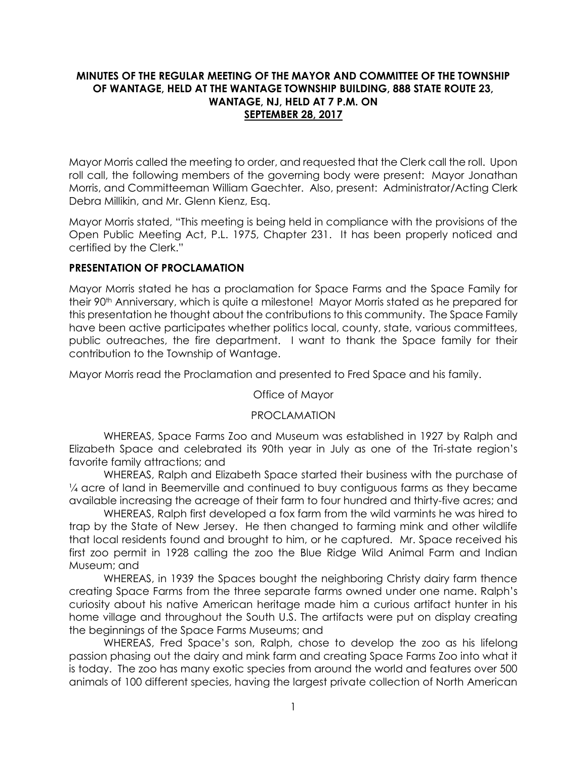**MINUTES OF THE REGULAR MEETING OF THE MAYOR AND COMMITTEE OF THE TOWNSHIP OF WANTAGE, HELD AT THE WANTAGE TOWNSHIP BUILDING, 888 STATE ROUTE 23, WANTAGE, NJ, HELD AT 7 P.M. ON SEPTEMBER 28, 2017**

Mayor Morris called the meeting to order, and requested that the Clerk call the roll. Upon roll call, the following members of the governing body were present: Mayor Jonathan Morris, and Committeeman William Gaechter. Also, present: Administrator/Acting Clerk Debra Millikin, and Mr. Glenn Kienz, Esq.

Mayor Morris stated, "This meeting is being held in compliance with the provisions of the Open Public Meeting Act, P.L. 1975, Chapter 231. It has been properly noticed and certified by the Clerk."

**PRESENTATION OF PROCLAMATION**

Mayor Morris stated he has a proclamation for Space Farms and the Space Family for their 90th Anniversary, which is quite a milestone! Mayor Morris stated as he prepared for this presentation he thought about the contributions to this community. The Space Family have been active participates whether politics local, county, state, various committees, public outreaches, the fire department. I want to thank the Space family for their contribution to the Township of Wantage.

Mayor Morris read the Proclamation and presented to Fred Space and his family.

Office of Mayor

PROCLAMATION

WHEREAS, Space Farms Zoo and Museum was established in 1927 by Ralph and Elizabeth Space and celebrated its 90th year in July as one of the Tri-state region's favorite family attractions; and

WHEREAS, Ralph and Elizabeth Space started their business with the purchase of ¼ acre of land in Beemerville and continued to buy contiguous farms as they became available increasing the acreage of their farm to four hundred and thirty-five acres; and

WHEREAS, Ralph first developed a fox farm from the wild varmints he was hired to trap by the State of New Jersey. He then changed to farming mink and other wildlife that local residents found and brought to him, or he captured. Mr. Space received his first zoo permit in 1928 calling the zoo the Blue Ridge Wild Animal Farm and Indian Museum; and

WHEREAS, in 1939 the Spaces bought the neighboring Christy dairy farm thence creating Space Farms from the three separate farms owned under one name. Ralph's curiosity about his native American heritage made him a curious artifact hunter in his home village and throughout the South U.S. The artifacts were put on display creating the beginnings of the Space Farms Museums; and

WHEREAS, Fred Space's son, Ralph, chose to develop the zoo as his lifelong passion phasing out the dairy and mink farm and creating Space Farms Zoo into what it is today. The zoo has many exotic species from around the world and features over 500 animals of 100 different species, having the largest private collection of North American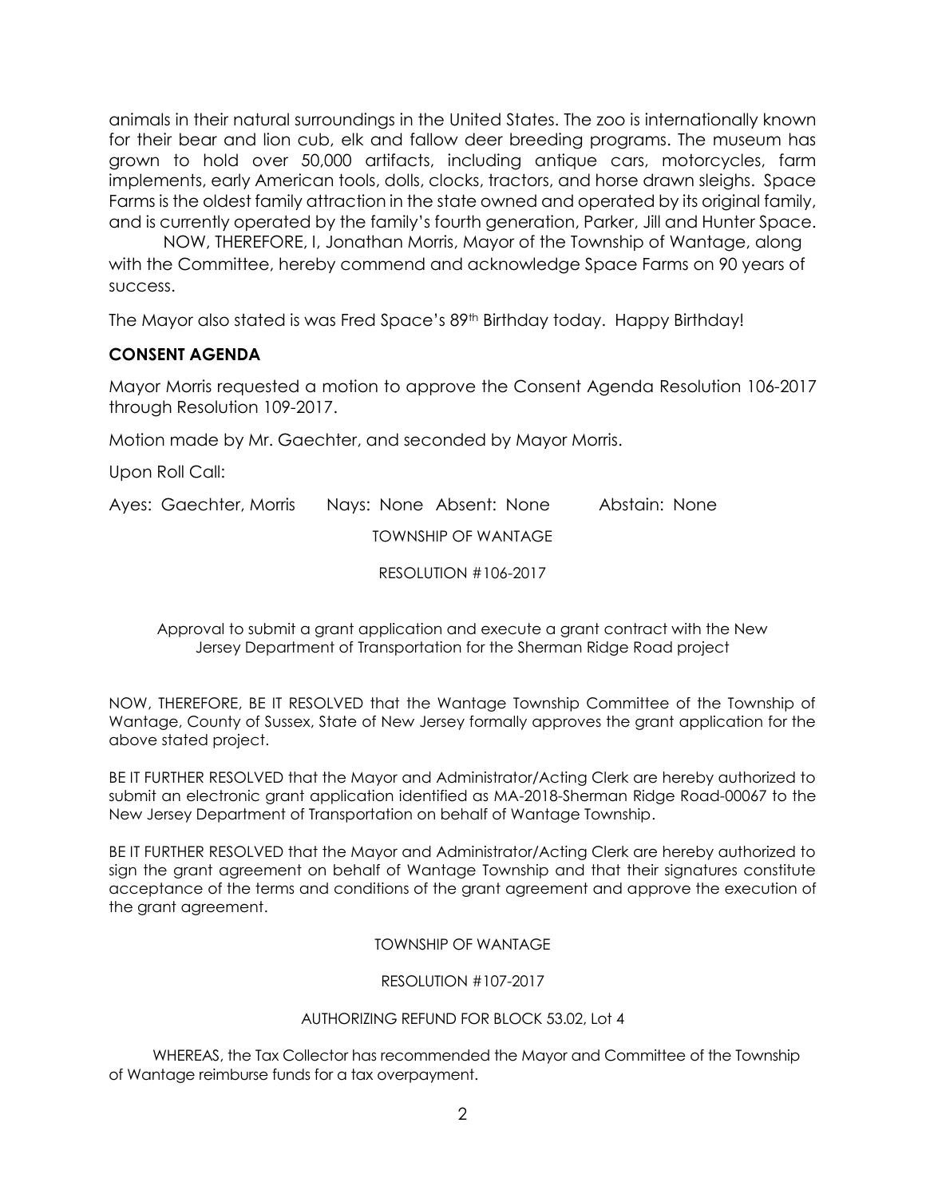animals in their natural surroundings in the United States. The zoo is internationally known for their bear and lion cub, elk and fallow deer breeding programs. The museum has grown to hold over 50,000 artifacts, including antique cars, motorcycles, farm implements, early American tools, dolls, clocks, tractors, and horse drawn sleighs. Space Farms is the oldest family attraction in the state owned and operated by its original family, and is currently operated by the family's fourth generation, Parker, Jill and Hunter Space.

NOW, THEREFORE, I, Jonathan Morris, Mayor of the Township of Wantage, along with the Committee, hereby commend and acknowledge Space Farms on 90 years of success.

The Mayor also stated is was Fred Space's 89th Birthday today. Happy Birthday!

## CONSENT AGENDA

Mayor Morris requested a motion to approve the Consent Agenda Resolution 106-2017 through Resolution 109-2017.

Motion made by Mr. Gaechter, and seconded by Mayor Morris.

Upon Roll Call:

Ayes: Gaechter, Morris Nays: None Absent: None Abstain: None

TOWNSHIP OF WANTAGE

RESOLUTION #106-2017

Approval to submit a grant application and execute a grant contract with the New Jersey Department of Transportation for the Sherman Ridge Road project

NOW, THEREFORE, BE IT RESOLVED that the Wantage Township Committee of the Township of Wantage, County of Sussex, State of New Jersey formally approves the grant application for the above stated project.

BE IT FURTHER RESOLVED that the Mayor and Administrator/Acting Clerk are hereby authorized to submit an electronic grant application identified as MA-2018-Sherman Ridge Road-00067 to the New Jersey Department of Transportation on behalf of Wantage Township.

BE IT FURTHER RESOLVED that the Mayor and Administrator/Acting Clerk are hereby authorized to sign the grant agreement on behalf of Wantage Township and that their signatures constitute acceptance of the terms and conditions of the grant agreement and approve the execution of the grant agreement.

TOWNSHIP OF WANTAGE

RESOLUTION #107-2017

AUTHORIZING REFUND FOR BLOCK 53.02, Lot 4

WHEREAS, the Tax Collector has recommended the Mayor and Committee of the Township of Wantage reimburse funds for a tax overpayment.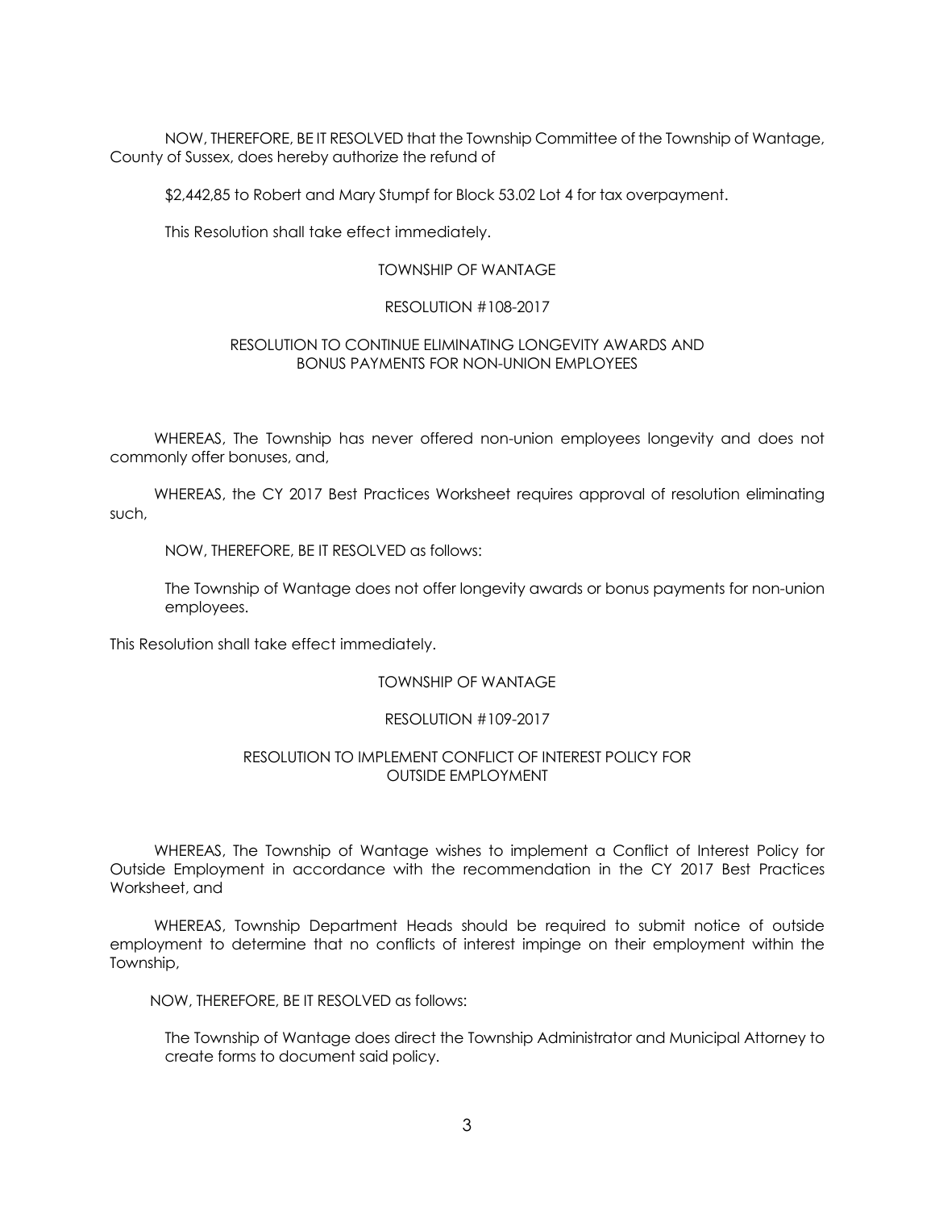NOW, THEREFORE, BE IT RESOLVED that the Township Committee of the Township of Wantage, County of Sussex, does hereby authorize the refund of

$2,442,85 to Robert and Mary Stumpf for Block 53.02 Lot 4 for tax overpayment.

This Resolution shall take effect immediately.

TOWNSHIP OF WANTAGE

RESOLUTION #108-2017

RESOLUTION TO CONTINUE ELIMINATING LONGEVITY AWARDS AND BONUS PAYMENTS FOR NON-UNION EMPLOYEES

WHEREAS, The Township has never offered non-union employees longevity and does not commonly offer bonuses, and,

WHEREAS, the CY 2017 Best Practices Worksheet requires approval of resolution eliminating such,

NOW, THEREFORE, BE IT RESOLVED as follows:

The Township of Wantage does not offer longevity awards or bonus payments for non-union employees.

This Resolution shall take effect immediately.

TOWNSHIP OF WANTAGE

RESOLUTION #109-2017

RESOLUTION TO IMPLEMENT CONFLICT OF INTEREST POLICY FOR OUTSIDE EMPLOYMENT

WHEREAS, The Township of Wantage wishes to implement a Conflict of Interest Policy for Outside Employment in accordance with the recommendation in the CY 2017 Best Practices Worksheet, and

WHEREAS, Township Department Heads should be required to submit notice of outside employment to determine that no conflicts of interest impinge on their employment within the Township,

NOW, THEREFORE, BE IT RESOLVED as follows:

The Township of Wantage does direct the Township Administrator and Municipal Attorney to create forms to document said policy.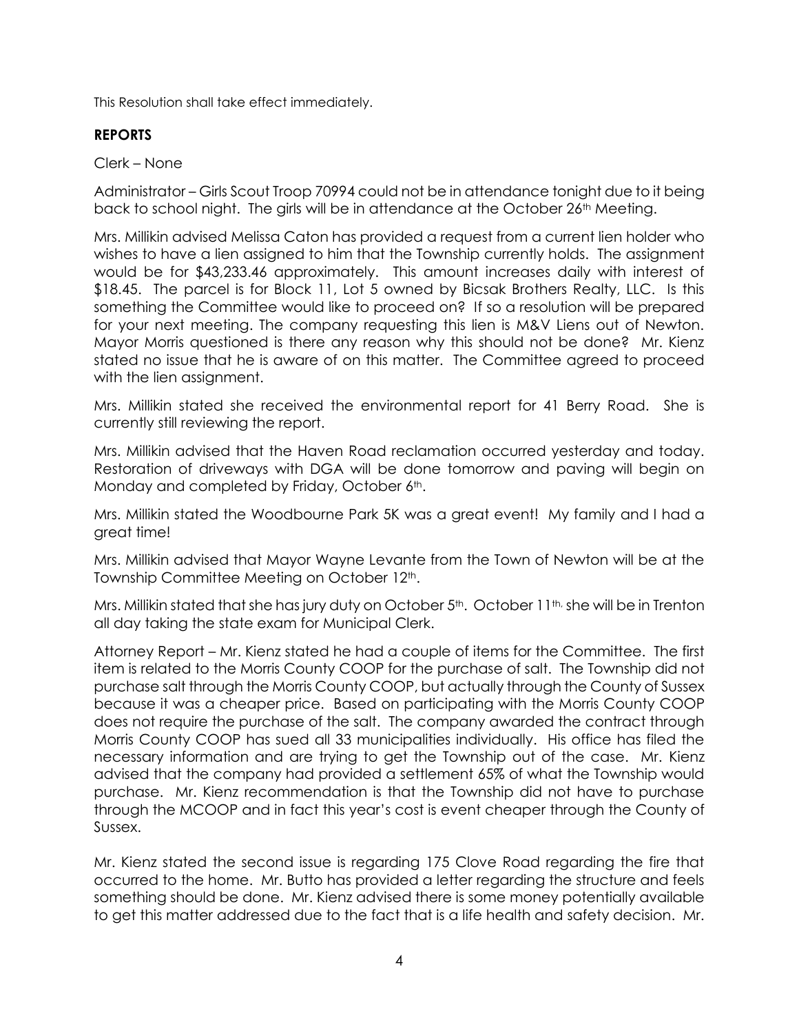This Resolution shall take effect immediately.

## REPORTS

Clerk – None

Administrator – Girls Scout Troop 70994 could not be in attendance tonight due to it being back to school night. The girls will be in attendance at the October 26th Meeting.

Mrs. Millikin advised Melissa Caton has provided a request from a current lien holder who wishes to have a lien assigned to him that the Township currently holds. The assignment would be for $43,233.46 approximately. This amount increases daily with interest of $18.45. The parcel is for Block 11, Lot 5 owned by Bicsak Brothers Realty, LLC. Is this something the Committee would like to proceed on? If so a resolution will be prepared for your next meeting. The company requesting this lien is M&V Liens out of Newton. Mayor Morris questioned is there any reason why this should not be done? Mr. Kienz stated no issue that he is aware of on this matter. The Committee agreed to proceed with the lien assignment.

Mrs. Millikin stated she received the environmental report for 41 Berry Road. She is currently still reviewing the report.

Mrs. Millikin advised that the Haven Road reclamation occurred yesterday and today. Restoration of driveways with DGA will be done tomorrow and paving will begin on Monday and completed by Friday, October 6th.

Mrs. Millikin stated the Woodbourne Park 5K was a great event! My family and I had a great time!

Mrs. Millikin advised that Mayor Wayne Levante from the Town of Newton will be at the Township Committee Meeting on October 12th.

Mrs. Millikin stated that she has jury duty on October 5th. October 11th, she will be in Trenton all day taking the state exam for Municipal Clerk.

Attorney Report – Mr. Kienz stated he had a couple of items for the Committee. The first item is related to the Morris County COOP for the purchase of salt. The Township did not purchase salt through the Morris County COOP, but actually through the County of Sussex because it was a cheaper price. Based on participating with the Morris County COOP does not require the purchase of the salt. The company awarded the contract through Morris County COOP has sued all 33 municipalities individually. His office has filed the necessary information and are trying to get the Township out of the case. Mr. Kienz advised that the company had provided a settlement 65% of what the Township would purchase. Mr. Kienz recommendation is that the Township did not have to purchase through the MCOOP and in fact this year's cost is event cheaper through the County of Sussex.

Mr. Kienz stated the second issue is regarding 175 Clove Road regarding the fire that occurred to the home. Mr. Butto has provided a letter regarding the structure and feels something should be done. Mr. Kienz advised there is some money potentially available to get this matter addressed due to the fact that is a life health and safety decision. Mr.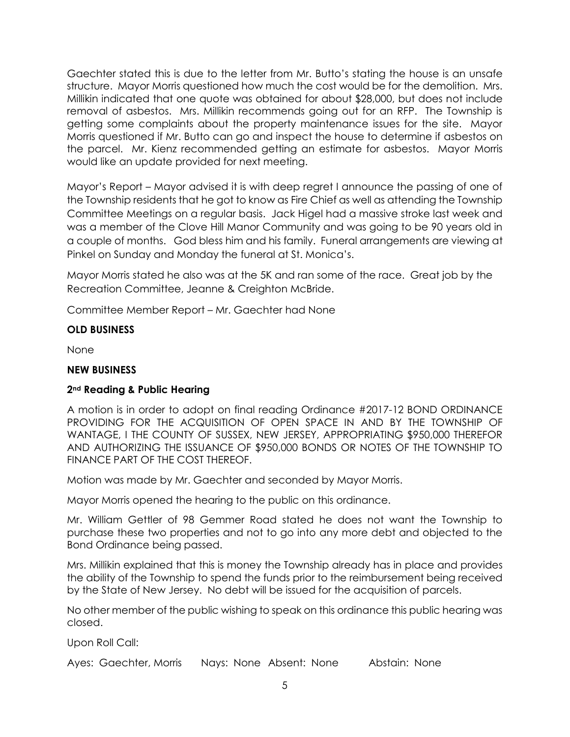Gaechter stated this is due to the letter from Mr. Butto's stating the house is an unsafe structure. Mayor Morris questioned how much the cost would be for the demolition. Mrs. Millikin indicated that one quote was obtained for about $28,000, but does not include removal of asbestos. Mrs. Millikin recommends going out for an RFP. The Township is getting some complaints about the property maintenance issues for the site. Mayor Morris questioned if Mr. Butto can go and inspect the house to determine if asbestos on the parcel. Mr. Kienz recommended getting an estimate for asbestos. Mayor Morris would like an update provided for next meeting.

Mayor's Report – Mayor advised it is with deep regret I announce the passing of one of the Township residents that he got to know as Fire Chief as well as attending the Township Committee Meetings on a regular basis. Jack Higel had a massive stroke last week and was a member of the Clove Hill Manor Community and was going to be 90 years old in a couple of months. God bless him and his family. Funeral arrangements are viewing at Pinkel on Sunday and Monday the funeral at St. Monica's.

Mayor Morris stated he also was at the 5K and ran some of the race. Great job by the Recreation Committee, Jeanne & Creighton McBride.

Committee Member Report – Mr. Gaechter had None

**OLD BUSINESS**

None

**NEW BUSINESS**

**2nd Reading & Public Hearing**

A motion is in order to adopt on final reading Ordinance #2017-12 BOND ORDINANCE PROVIDING FOR THE ACQUISITION OF OPEN SPACE IN AND BY THE TOWNSHIP OF WANTAGE, I THE COUNTY OF SUSSEX, NEW JERSEY, APPROPRIATING $950,000 THEREFOR AND AUTHORIZING THE ISSUANCE OF $950,000 BONDS OR NOTES OF THE TOWNSHIP TO FINANCE PART OF THE COST THEREOF.

Motion was made by Mr. Gaechter and seconded by Mayor Morris.

Mayor Morris opened the hearing to the public on this ordinance.

Mr. William Gettler of 98 Gemmer Road stated he does not want the Township to purchase these two properties and not to go into any more debt and objected to the Bond Ordinance being passed.

Mrs. Millikin explained that this is money the Township already has in place and provides the ability of the Township to spend the funds prior to the reimbursement being received by the State of New Jersey. No debt will be issued for the acquisition of parcels.

No other member of the public wishing to speak on this ordinance this public hearing was closed.

Upon Roll Call:

Ayes: Gaechter, Morris Nays: None Absent: None Abstain: None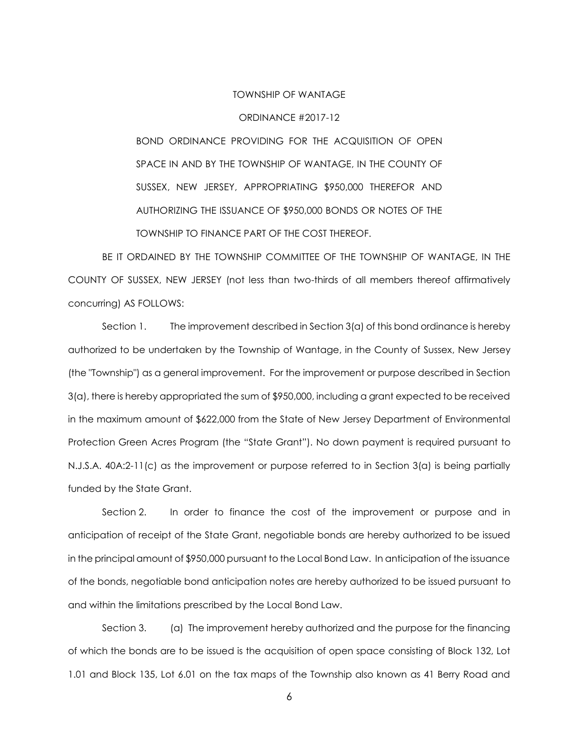TOWNSHIP OF WANTAGE

ORDINANCE #2017-12

BOND ORDINANCE PROVIDING FOR THE ACQUISITION OF OPEN SPACE IN AND BY THE TOWNSHIP OF WANTAGE, IN THE COUNTY OF SUSSEX, NEW JERSEY, APPROPRIATING $950,000 THEREFOR AND AUTHORIZING THE ISSUANCE OF $950,000 BONDS OR NOTES OF THE TOWNSHIP TO FINANCE PART OF THE COST THEREOF.

BE IT ORDAINED BY THE TOWNSHIP COMMITTEE OF THE TOWNSHIP OF WANTAGE, IN THE COUNTY OF SUSSEX, NEW JERSEY (not less than two-thirds of all members thereof affirmatively concurring) AS FOLLOWS:

Section 1. The improvement described in Section 3(a) of this bond ordinance is hereby authorized to be undertaken by the Township of Wantage, in the County of Sussex, New Jersey (the "Township") as a general improvement. For the improvement or purpose described in Section 3(a), there is hereby appropriated the sum of $950,000, including a grant expected to be received in the maximum amount of $622,000 from the State of New Jersey Department of Environmental Protection Green Acres Program (the "State Grant"). No down payment is required pursuant to N.J.S.A. 40A:2-11(c) as the improvement or purpose referred to in Section 3(a) is being partially funded by the State Grant.

Section 2. In order to finance the cost of the improvement or purpose and in anticipation of receipt of the State Grant, negotiable bonds are hereby authorized to be issued in the principal amount of $950,000 pursuant to the Local Bond Law. In anticipation of the issuance of the bonds, negotiable bond anticipation notes are hereby authorized to be issued pursuant to and within the limitations prescribed by the Local Bond Law.

Section 3. (a) The improvement hereby authorized and the purpose for the financing of which the bonds are to be issued is the acquisition of open space consisting of Block 132, Lot 1.01 and Block 135, Lot 6.01 on the tax maps of the Township also known as 41 Berry Road and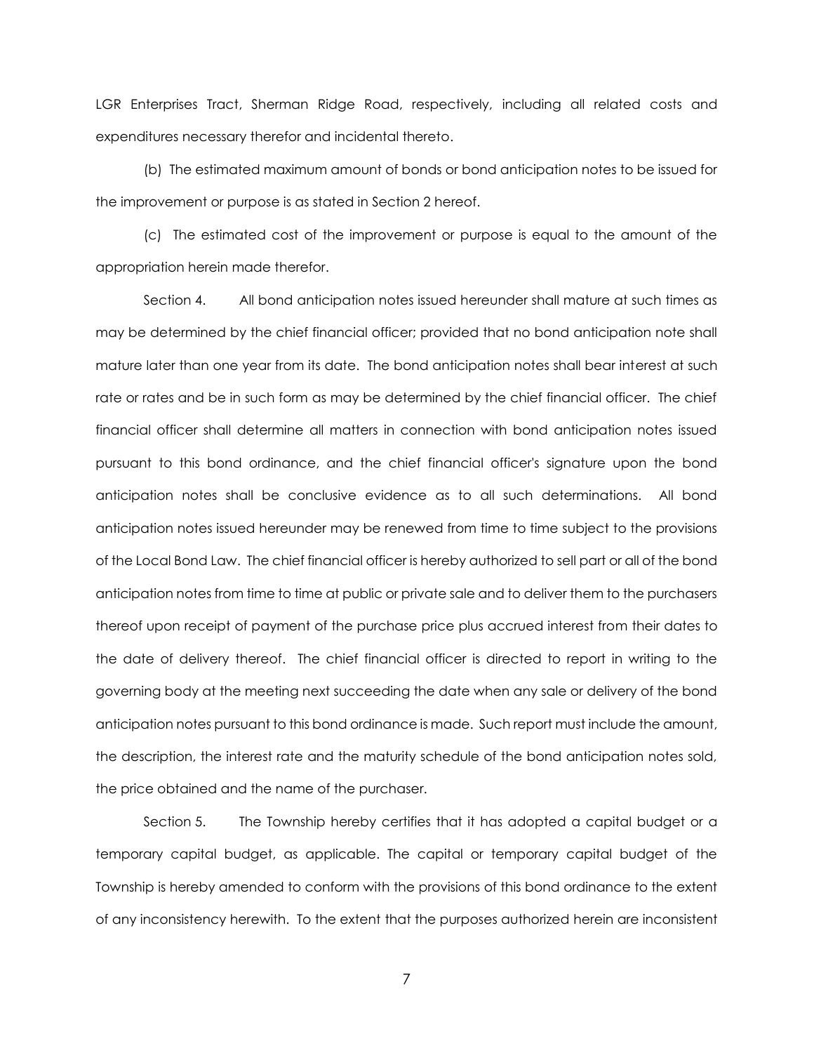LGR Enterprises Tract, Sherman Ridge Road, respectively, including all related costs and expenditures necessary therefor and incidental thereto.

(b) The estimated maximum amount of bonds or bond anticipation notes to be issued for the improvement or purpose is as stated in Section 2 hereof.

(c) The estimated cost of the improvement or purpose is equal to the amount of the appropriation herein made therefor.

Section 4. All bond anticipation notes issued hereunder shall mature at such times as may be determined by the chief financial officer; provided that no bond anticipation note shall mature later than one year from its date. The bond anticipation notes shall bear interest at such rate or rates and be in such form as may be determined by the chief financial officer. The chief financial officer shall determine all matters in connection with bond anticipation notes issued pursuant to this bond ordinance, and the chief financial officer's signature upon the bond anticipation notes shall be conclusive evidence as to all such determinations. All bond anticipation notes issued hereunder may be renewed from time to time subject to the provisions of the Local Bond Law. The chief financial officer is hereby authorized to sell part or all of the bond anticipation notes from time to time at public or private sale and to deliver them to the purchasers thereof upon receipt of payment of the purchase price plus accrued interest from their dates to the date of delivery thereof. The chief financial officer is directed to report in writing to the governing body at the meeting next succeeding the date when any sale or delivery of the bond anticipation notes pursuant to this bond ordinance is made. Such report must include the amount, the description, the interest rate and the maturity schedule of the bond anticipation notes sold, the price obtained and the name of the purchaser.

Section 5. The Township hereby certifies that it has adopted a capital budget or a temporary capital budget, as applicable. The capital or temporary capital budget of the Township is hereby amended to conform with the provisions of this bond ordinance to the extent of any inconsistency herewith. To the extent that the purposes authorized herein are inconsistent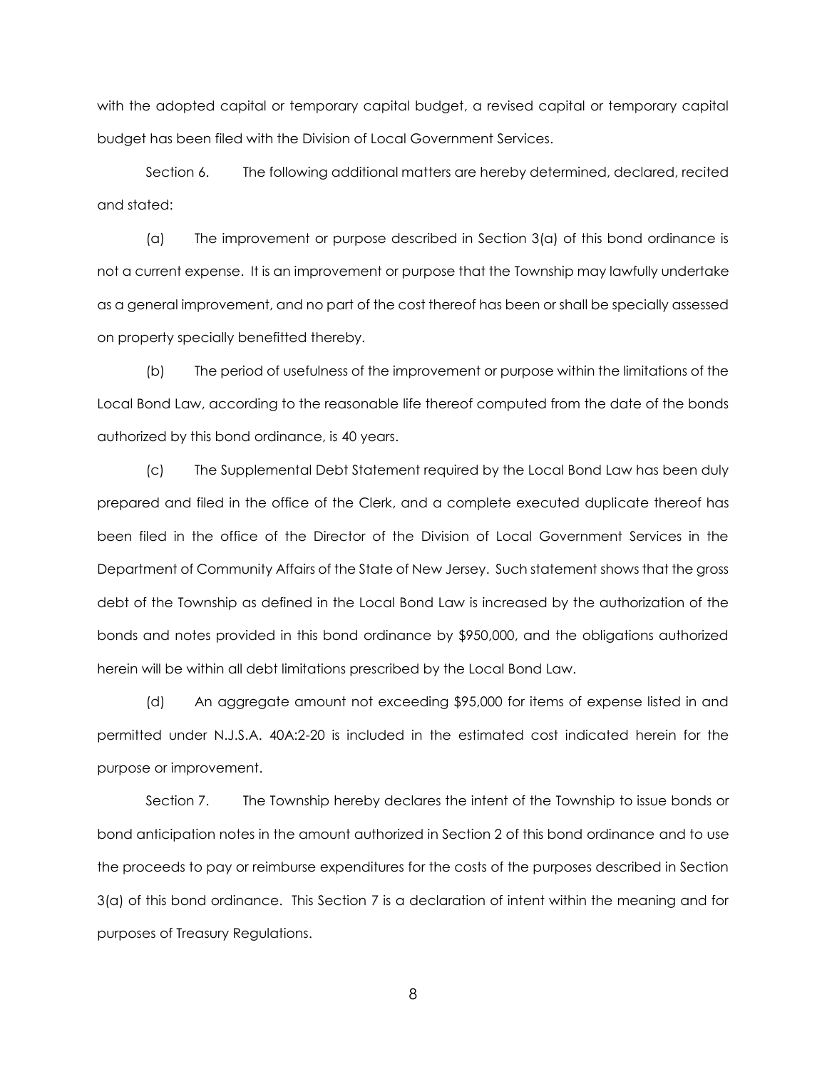with the adopted capital or temporary capital budget, a revised capital or temporary capital budget has been filed with the Division of Local Government Services.

Section 6. The following additional matters are hereby determined, declared, recited and stated:

(a) The improvement or purpose described in Section 3(a) of this bond ordinance is not a current expense. It is an improvement or purpose that the Township may lawfully undertake as a general improvement, and no part of the cost thereof has been or shall be specially assessed on property specially benefitted thereby.

(b) The period of usefulness of the improvement or purpose within the limitations of the Local Bond Law, according to the reasonable life thereof computed from the date of the bonds authorized by this bond ordinance, is 40 years.

(c) The Supplemental Debt Statement required by the Local Bond Law has been duly prepared and filed in the office of the Clerk, and a complete executed duplicate thereof has been filed in the office of the Director of the Division of Local Government Services in the Department of Community Affairs of the State of New Jersey. Such statement shows that the gross debt of the Township as defined in the Local Bond Law is increased by the authorization of the bonds and notes provided in this bond ordinance by $950,000, and the obligations authorized herein will be within all debt limitations prescribed by the Local Bond Law.

(d) An aggregate amount not exceeding $95,000 for items of expense listed in and permitted under N.J.S.A. 40A:2-20 is included in the estimated cost indicated herein for the purpose or improvement.

Section 7. The Township hereby declares the intent of the Township to issue bonds or bond anticipation notes in the amount authorized in Section 2 of this bond ordinance and to use the proceeds to pay or reimburse expenditures for the costs of the purposes described in Section 3(a) of this bond ordinance. This Section 7 is a declaration of intent within the meaning and for purposes of Treasury Regulations.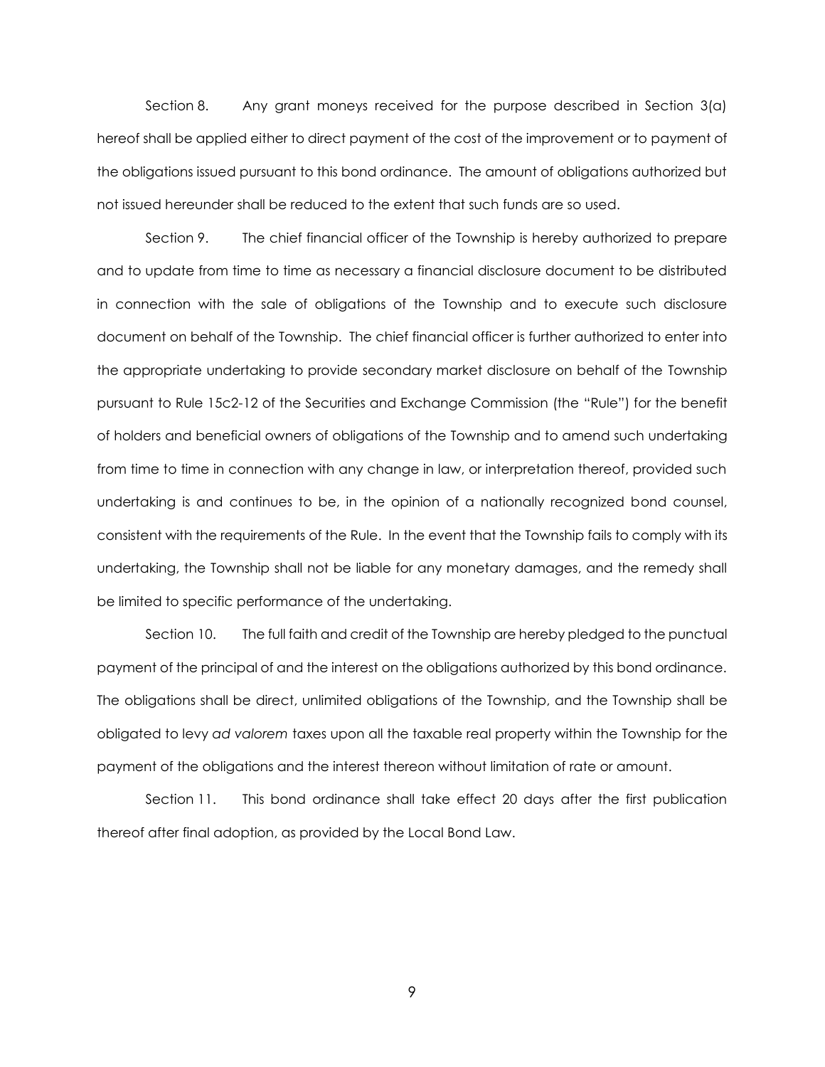Section 8. Any grant moneys received for the purpose described in Section 3(a) hereof shall be applied either to direct payment of the cost of the improvement or to payment of the obligations issued pursuant to this bond ordinance. The amount of obligations authorized but not issued hereunder shall be reduced to the extent that such funds are so used.

Section 9. The chief financial officer of the Township is hereby authorized to prepare and to update from time to time as necessary a financial disclosure document to be distributed in connection with the sale of obligations of the Township and to execute such disclosure document on behalf of the Township. The chief financial officer is further authorized to enter into the appropriate undertaking to provide secondary market disclosure on behalf of the Township pursuant to Rule 15c2-12 of the Securities and Exchange Commission (the "Rule") for the benefit of holders and beneficial owners of obligations of the Township and to amend such undertaking from time to time in connection with any change in law, or interpretation thereof, provided such undertaking is and continues to be, in the opinion of a nationally recognized bond counsel, consistent with the requirements of the Rule. In the event that the Township fails to comply with its undertaking, the Township shall not be liable for any monetary damages, and the remedy shall be limited to specific performance of the undertaking.

Section 10. The full faith and credit of the Township are hereby pledged to the punctual payment of the principal of and the interest on the obligations authorized by this bond ordinance. The obligations shall be direct, unlimited obligations of the Township, and the Township shall be obligated to levy *ad valorem* taxes upon all the taxable real property within the Township for the payment of the obligations and the interest thereon without limitation of rate or amount.

Section 11. This bond ordinance shall take effect 20 days after the first publication thereof after final adoption, as provided by the Local Bond Law.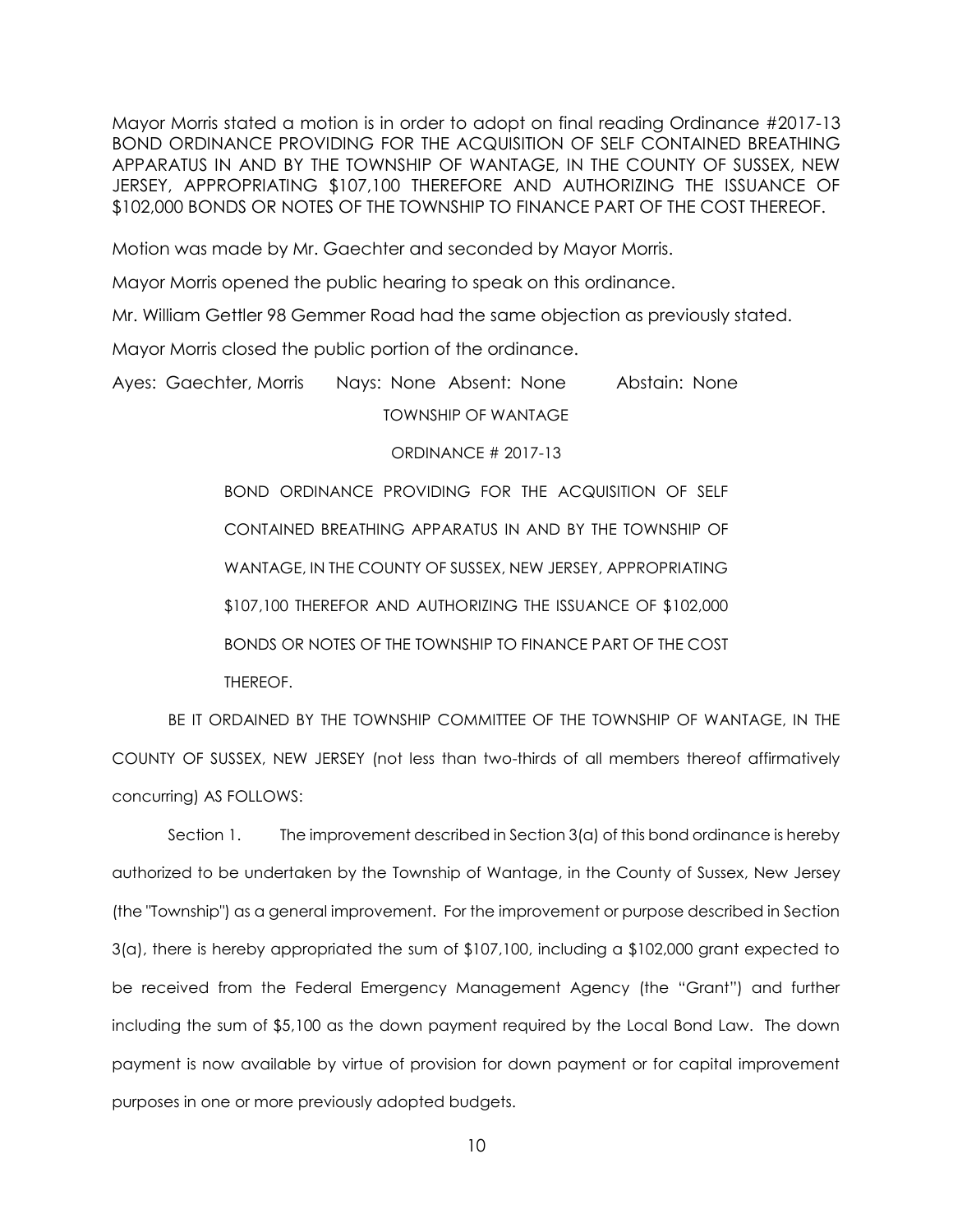Mayor Morris stated a motion is in order to adopt on final reading Ordinance #2017-13 BOND ORDINANCE PROVIDING FOR THE ACQUISITION OF SELF CONTAINED BREATHING APPARATUS IN AND BY THE TOWNSHIP OF WANTAGE, IN THE COUNTY OF SUSSEX, NEW JERSEY, APPROPRIATING $107,100 THEREFORE AND AUTHORIZING THE ISSUANCE OF $102,000 BONDS OR NOTES OF THE TOWNSHIP TO FINANCE PART OF THE COST THEREOF.

Motion was made by Mr. Gaechter and seconded by Mayor Morris.

Mayor Morris opened the public hearing to speak on this ordinance.

Mr. William Gettler 98 Gemmer Road had the same objection as previously stated.

Mayor Morris closed the public portion of the ordinance.

Ayes: Gaechter, Morris   Nays: None   Absent: None   Abstain: None

TOWNSHIP OF WANTAGE

ORDINANCE # 2017-13

BOND ORDINANCE PROVIDING FOR THE ACQUISITION OF SELF CONTAINED BREATHING APPARATUS IN AND BY THE TOWNSHIP OF WANTAGE, IN THE COUNTY OF SUSSEX, NEW JERSEY, APPROPRIATING $107,100 THEREFOR AND AUTHORIZING THE ISSUANCE OF $102,000 BONDS OR NOTES OF THE TOWNSHIP TO FINANCE PART OF THE COST THEREOF.

BE IT ORDAINED BY THE TOWNSHIP COMMITTEE OF THE TOWNSHIP OF WANTAGE, IN THE COUNTY OF SUSSEX, NEW JERSEY (not less than two-thirds of all members thereof affirmatively concurring) AS FOLLOWS:

Section 1. The improvement described in Section 3(a) of this bond ordinance is hereby authorized to be undertaken by the Township of Wantage, in the County of Sussex, New Jersey (the "Township") as a general improvement. For the improvement or purpose described in Section 3(a), there is hereby appropriated the sum of $107,100, including a $102,000 grant expected to be received from the Federal Emergency Management Agency (the "Grant") and further including the sum of $5,100 as the down payment required by the Local Bond Law. The down payment is now available by virtue of provision for down payment or for capital improvement purposes in one or more previously adopted budgets.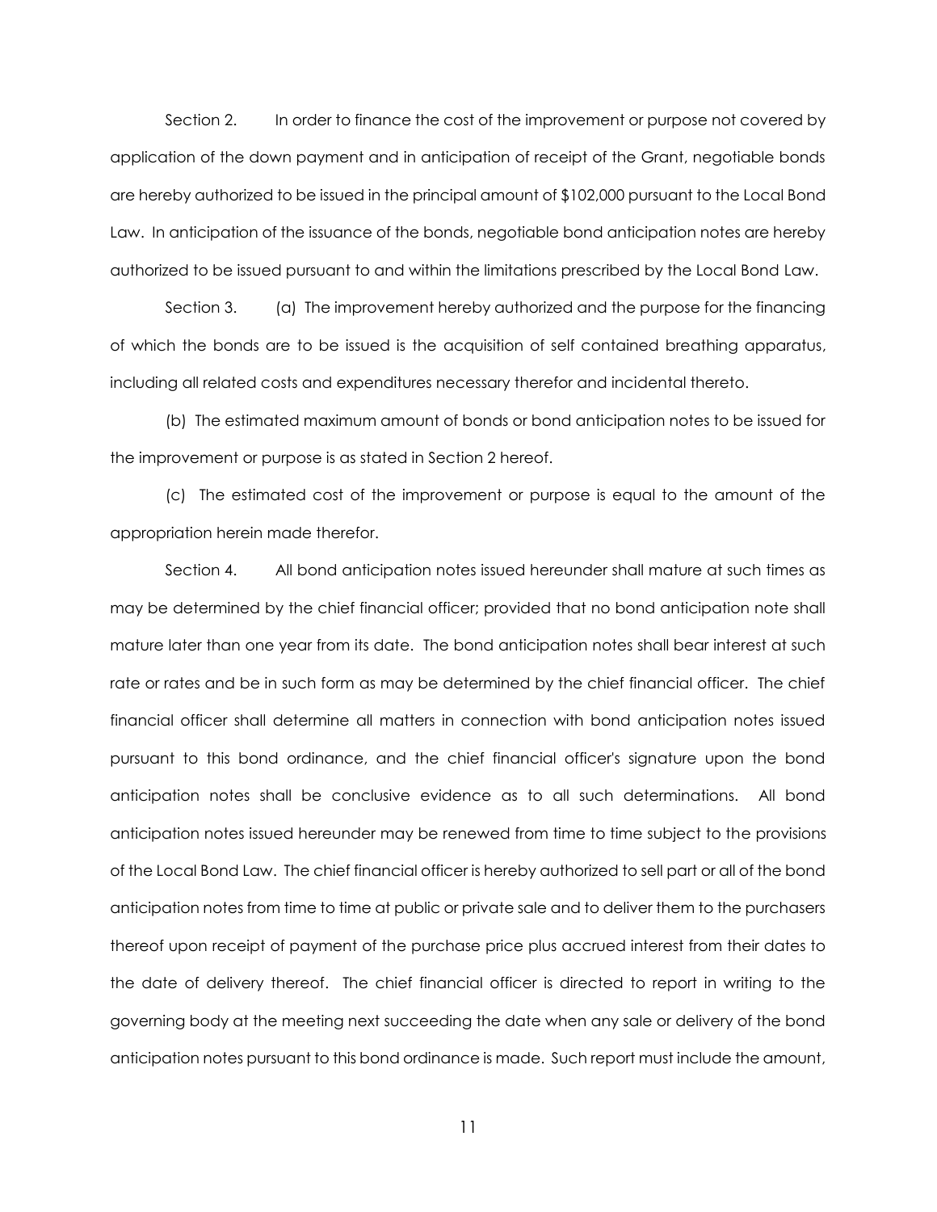Section 2. In order to finance the cost of the improvement or purpose not covered by application of the down payment and in anticipation of receipt of the Grant, negotiable bonds are hereby authorized to be issued in the principal amount of $102,000 pursuant to the Local Bond Law. In anticipation of the issuance of the bonds, negotiable bond anticipation notes are hereby authorized to be issued pursuant to and within the limitations prescribed by the Local Bond Law.

Section 3. (a) The improvement hereby authorized and the purpose for the financing of which the bonds are to be issued is the acquisition of self contained breathing apparatus, including all related costs and expenditures necessary therefor and incidental thereto.

(b) The estimated maximum amount of bonds or bond anticipation notes to be issued for the improvement or purpose is as stated in Section 2 hereof.

(c) The estimated cost of the improvement or purpose is equal to the amount of the appropriation herein made therefor.

Section 4. All bond anticipation notes issued hereunder shall mature at such times as may be determined by the chief financial officer; provided that no bond anticipation note shall mature later than one year from its date. The bond anticipation notes shall bear interest at such rate or rates and be in such form as may be determined by the chief financial officer. The chief financial officer shall determine all matters in connection with bond anticipation notes issued pursuant to this bond ordinance, and the chief financial officer's signature upon the bond anticipation notes shall be conclusive evidence as to all such determinations. All bond anticipation notes issued hereunder may be renewed from time to time subject to the provisions of the Local Bond Law. The chief financial officer is hereby authorized to sell part or all of the bond anticipation notes from time to time at public or private sale and to deliver them to the purchasers thereof upon receipt of payment of the purchase price plus accrued interest from their dates to the date of delivery thereof. The chief financial officer is directed to report in writing to the governing body at the meeting next succeeding the date when any sale or delivery of the bond anticipation notes pursuant to this bond ordinance is made. Such report must include the amount,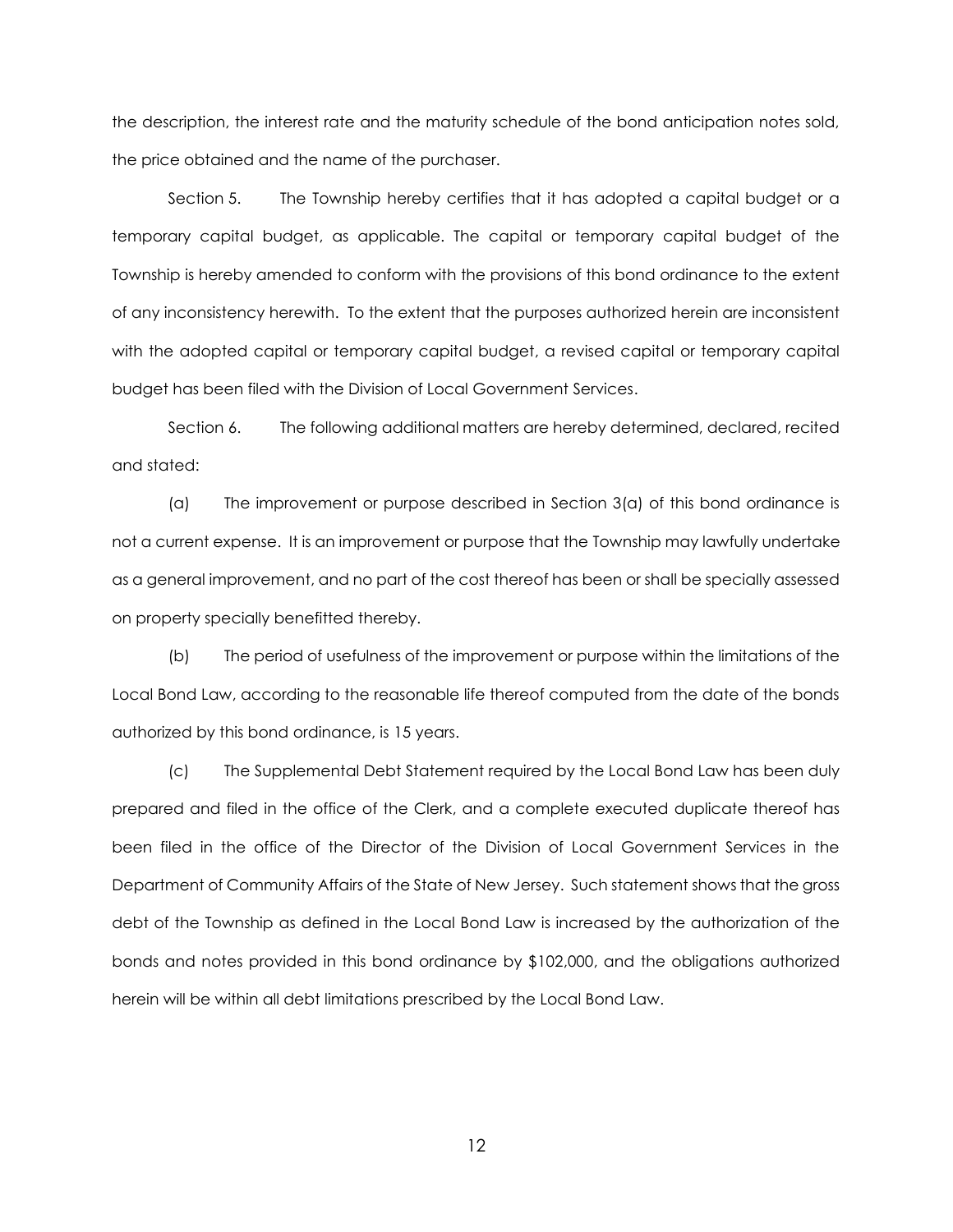the description, the interest rate and the maturity schedule of the bond anticipation notes sold, the price obtained and the name of the purchaser.

Section 5. The Township hereby certifies that it has adopted a capital budget or a temporary capital budget, as applicable. The capital or temporary capital budget of the Township is hereby amended to conform with the provisions of this bond ordinance to the extent of any inconsistency herewith. To the extent that the purposes authorized herein are inconsistent with the adopted capital or temporary capital budget, a revised capital or temporary capital budget has been filed with the Division of Local Government Services.

Section 6. The following additional matters are hereby determined, declared, recited and stated:

(a) The improvement or purpose described in Section 3(a) of this bond ordinance is not a current expense. It is an improvement or purpose that the Township may lawfully undertake as a general improvement, and no part of the cost thereof has been or shall be specially assessed on property specially benefitted thereby.

(b) The period of usefulness of the improvement or purpose within the limitations of the Local Bond Law, according to the reasonable life thereof computed from the date of the bonds authorized by this bond ordinance, is 15 years.

(c) The Supplemental Debt Statement required by the Local Bond Law has been duly prepared and filed in the office of the Clerk, and a complete executed duplicate thereof has been filed in the office of the Director of the Division of Local Government Services in the Department of Community Affairs of the State of New Jersey. Such statement shows that the gross debt of the Township as defined in the Local Bond Law is increased by the authorization of the bonds and notes provided in this bond ordinance by $102,000, and the obligations authorized herein will be within all debt limitations prescribed by the Local Bond Law.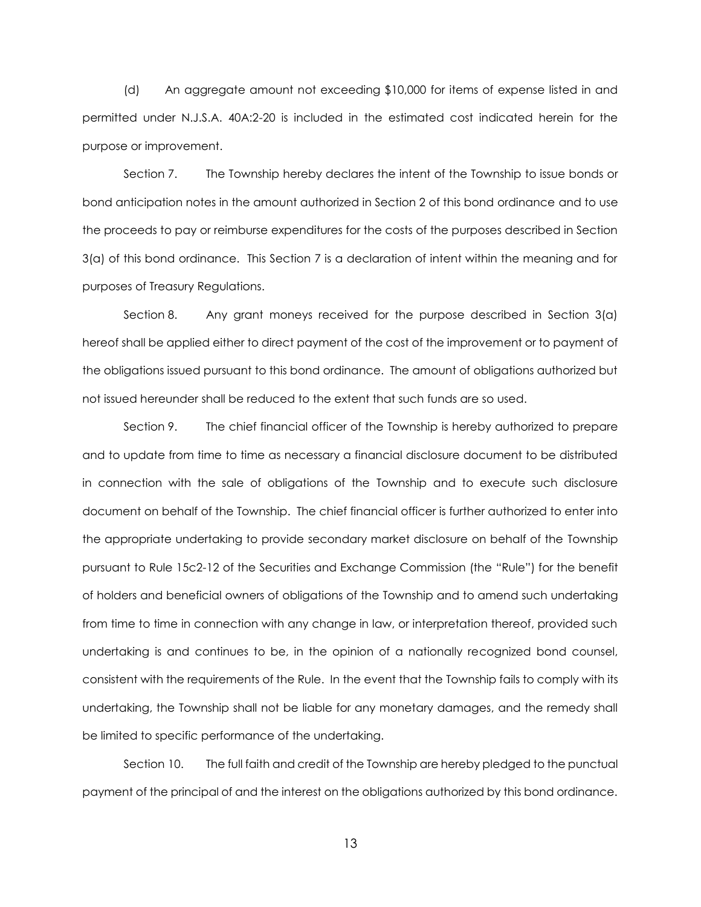(d) An aggregate amount not exceeding $10,000 for items of expense listed in and permitted under N.J.S.A. 40A:2-20 is included in the estimated cost indicated herein for the purpose or improvement.

Section 7. The Township hereby declares the intent of the Township to issue bonds or bond anticipation notes in the amount authorized in Section 2 of this bond ordinance and to use the proceeds to pay or reimburse expenditures for the costs of the purposes described in Section 3(a) of this bond ordinance. This Section 7 is a declaration of intent within the meaning and for purposes of Treasury Regulations.

Section 8. Any grant moneys received for the purpose described in Section 3(a) hereof shall be applied either to direct payment of the cost of the improvement or to payment of the obligations issued pursuant to this bond ordinance. The amount of obligations authorized but not issued hereunder shall be reduced to the extent that such funds are so used.

Section 9. The chief financial officer of the Township is hereby authorized to prepare and to update from time to time as necessary a financial disclosure document to be distributed in connection with the sale of obligations of the Township and to execute such disclosure document on behalf of the Township. The chief financial officer is further authorized to enter into the appropriate undertaking to provide secondary market disclosure on behalf of the Township pursuant to Rule 15c2-12 of the Securities and Exchange Commission (the "Rule") for the benefit of holders and beneficial owners of obligations of the Township and to amend such undertaking from time to time in connection with any change in law, or interpretation thereof, provided such undertaking is and continues to be, in the opinion of a nationally recognized bond counsel, consistent with the requirements of the Rule. In the event that the Township fails to comply with its undertaking, the Township shall not be liable for any monetary damages, and the remedy shall be limited to specific performance of the undertaking.

Section 10. The full faith and credit of the Township are hereby pledged to the punctual payment of the principal of and the interest on the obligations authorized by this bond ordinance.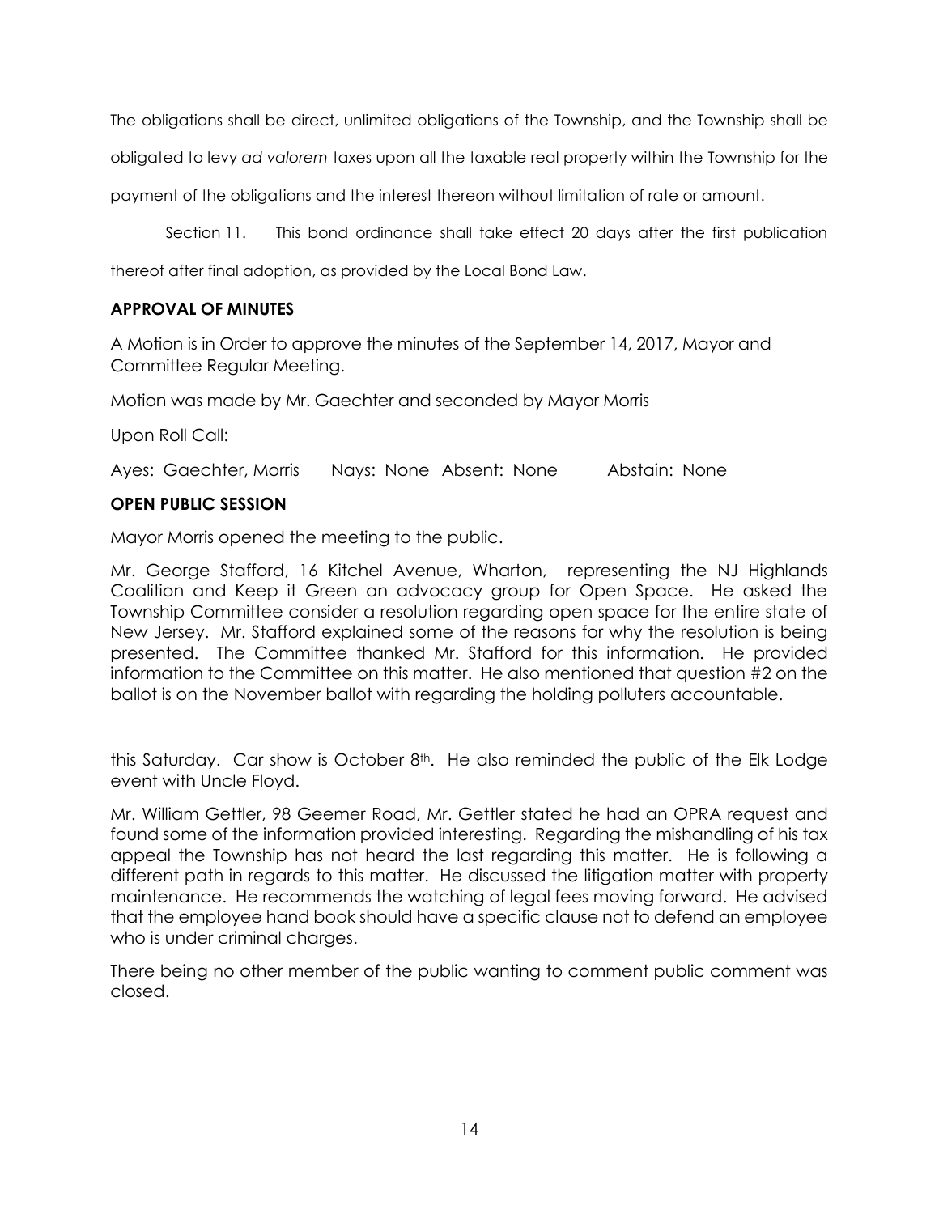The obligations shall be direct, unlimited obligations of the Township, and the Township shall be obligated to levy *ad valorem* taxes upon all the taxable real property within the Township for the payment of the obligations and the interest thereon without limitation of rate or amount.

Section 11. This bond ordinance shall take effect 20 days after the first publication thereof after final adoption, as provided by the Local Bond Law.

**APPROVAL OF MINUTES**

A Motion is in Order to approve the minutes of the September 14, 2017, Mayor and Committee Regular Meeting.

Motion was made by Mr. Gaechter and seconded by Mayor Morris

Upon Roll Call:

Ayes: Gaechter, Morris Nays: None Absent: None Abstain: None

**OPEN PUBLIC SESSION**

Mayor Morris opened the meeting to the public.

Mr. George Stafford, 16 Kitchel Avenue, Wharton, representing the NJ Highlands Coalition and Keep it Green an advocacy group for Open Space. He asked the Township Committee consider a resolution regarding open space for the entire state of New Jersey. Mr. Stafford explained some of the reasons for why the resolution is being presented. The Committee thanked Mr. Stafford for this information. He provided information to the Committee on this matter. He also mentioned that question #2 on the ballot is on the November ballot with regarding the holding polluters accountable.

this Saturday. Car show is October 8th. He also reminded the public of the Elk Lodge event with Uncle Floyd.

Mr. William Gettler, 98 Geemer Road, Mr. Gettler stated he had an OPRA request and found some of the information provided interesting. Regarding the mishandling of his tax appeal the Township has not heard the last regarding this matter. He is following a different path in regards to this matter. He discussed the litigation matter with property maintenance. He recommends the watching of legal fees moving forward. He advised that the employee hand book should have a specific clause not to defend an employee who is under criminal charges.

There being no other member of the public wanting to comment public comment was closed.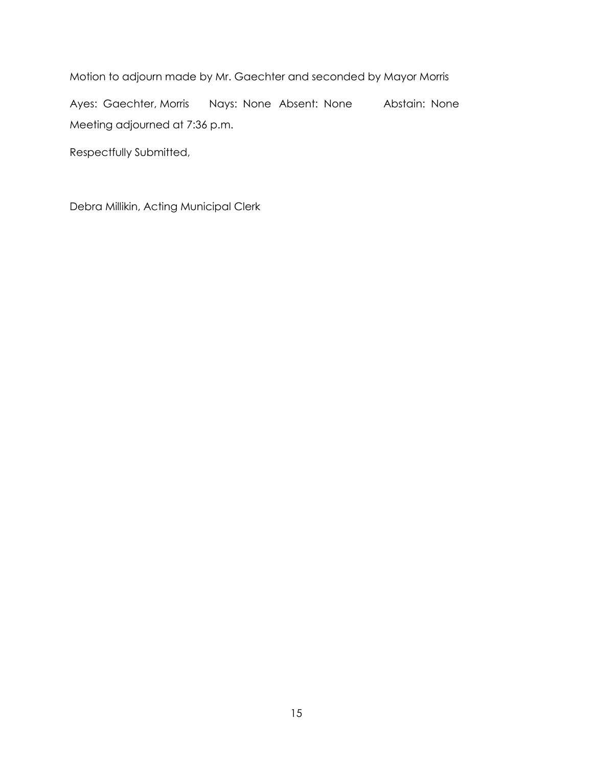Motion to adjourn made by Mr. Gaechter and seconded by Mayor Morris

Ayes: Gaechter, Morris Nays: None Absent: None Abstain: None

Meeting adjourned at 7:36 p.m.

Respectfully Submitted,

Debra Millikin, Acting Municipal Clerk